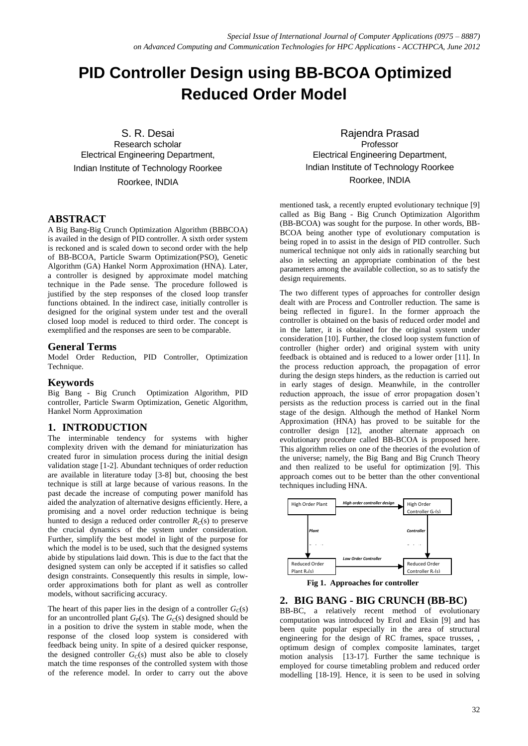# PID Controller Design using BB-BCOA Optimized Reduced Order Model

S. R. Desai
Research scholar
Electrical Engineering Department,
Indian Institute of Technology Roorkee
Roorkee, INDIA

Rajendra Prasad
Professor
Electrical Engineering Department,
Indian Institute of Technology Roorkee
Roorkee, INDIA

## ABSTRACT

A Big Bang-Big Crunch Optimization Algorithm (BBBCOA) is availed in the design of PID controller. A sixth order system is reckoned and is scaled down to second order with the help of BB-BCOA, Particle Swarm Optimization(PSO), Genetic Algorithm (GA) Hankel Norm Approximation (HNA). Later, a controller is designed by approximate model matching technique in the Pade sense. The procedure followed is justified by the step responses of the closed loop transfer functions obtained. In the indirect case, initially controller is designed for the original system under test and the overall closed loop model is reduced to third order. The concept is exemplified and the responses are seen to be comparable.

## General Terms

Model Order Reduction, PID Controller, Optimization Technique.

## Keywords

Big Bang - Big Crunch Optimization Algorithm, PID controller, Particle Swarm Optimization, Genetic Algorithm, Hankel Norm Approximation

## 1. INTRODUCTION

The interminable tendency for systems with higher complexity driven with the demand for miniaturization has created furor in simulation process during the initial design validation stage [1-2]. Abundant techniques of order reduction are available in literature today [3-8] but, choosing the best technique is still at large because of various reasons. In the past decade the increase of computing power manifold has aided the analyzation of alternative designs efficiently. Here, a promising and a novel order reduction technique is being hunted to design a reduced order controller $R_C(s)$ to preserve the crucial dynamics of the system under consideration. Further, simplify the best model in light of the purpose for which the model is to be used, such that the designed systems abide by stipulations laid down. This is due to the fact that the designed system can only be accepted if it satisfies so called design constraints. Consequently this results in simple, low-order approximations both for plant as well as controller models, without sacrificing accuracy.

The heart of this paper lies in the design of a controller $G_C(s)$ for an uncontrolled plant $G_P(s)$. The $G_C(s)$ designed should be in a position to drive the system in stable mode, when the response of the closed loop system is considered with feedback being unity. In spite of a desired quicker response, the designed controller $G_C(s)$ must also be able to closely match the time responses of the controlled system with those of the reference model. In order to carry out the above mentioned task, a recently erupted evolutionary technique [9] called as Big Bang - Big Crunch Optimization Algorithm (BB-BCOA) was sought for the purpose. In other words, BB-BCOA being another type of evolutionary computation is being roped in to assist in the design of PID controller. Such numerical technique not only aids in rationally searching but also in selecting an appropriate combination of the best parameters among the available collection, so as to satisfy the design requirements.

The two different types of approaches for controller design dealt with are Process and Controller reduction. The same is being reflected in figure1. In the former approach the controller is obtained on the basis of reduced order model and in the latter, it is obtained for the original system under consideration [10]. Further, the closed loop system function of controller (higher order) and original system with unity feedback is obtained and is reduced to a lower order [11]. In the process reduction approach, the propagation of error during the design steps hinders, as the reduction is carried out in early stages of design. Meanwhile, in the controller reduction approach, the issue of error propagation dosen't persists as the reduction process is carried out in the final stage of the design. Although the method of Hankel Norm Approximation (HNA) has proved to be suitable for the controller design [12], another alternate approach on evolutionary procedure called BB-BCOA is proposed here. This algorithm relies on one of the theories of the evolution of the universe; namely, the Big Bang and Big Crunch Theory and then realized to be useful for optimization [9]. This approach comes out to be better than the other conventional techniques including HNA.

High Order Plant
High order controller design
High Order Controller $G_C(s)$
Plant
Controller
Low Order Controller
Reduced Order Plant $R_P(s)$
Reduced Order Controller $R_C(s)$

**Fig 1. Approaches for controller**

## 2. BIG BANG - BIG CRUNCH (BB-BC)

BB-BC, a relatively recent method of evolutionary computation was introduced by Erol and Eksin [9] and has been quite popular especially in the area of structural engineering for the design of RC frames, space trusses, , optimum design of complex composite laminates, target motion analysis [13-17]. Further the same technique is employed for course timetabling problem and reduced order modelling [18-19]. Hence, it is seen to be used in solving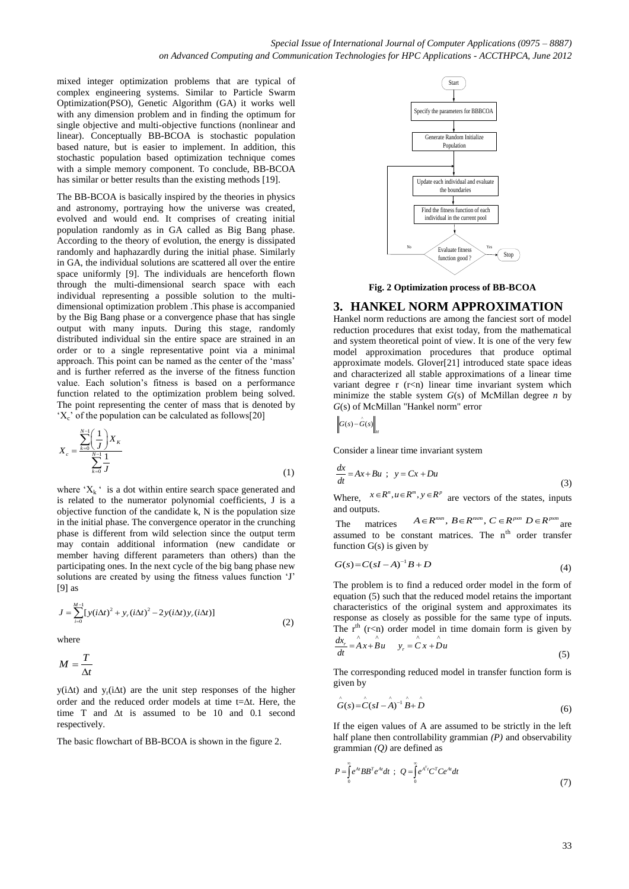mixed integer optimization problems that are typical of complex engineering systems. Similar to Particle Swarm Optimization(PSO), Genetic Algorithm (GA) it works well with any dimension problem and in finding the optimum for single objective and multi-objective functions (nonlinear and linear). Conceptually BB-BCOA is stochastic population based nature, but is easier to implement. In addition, this stochastic population based optimization technique comes with a simple memory component. To conclude, BB-BCOA has similar or better results than the existing methods [19].

The BB-BCOA is basically inspired by the theories in physics and astronomy, portraying how the universe was created, evolved and would end. It comprises of creating initial population randomly as in GA called as Big Bang phase. According to the theory of evolution, the energy is dissipated randomly and haphazardly during the initial phase. Similarly in GA, the individual solutions are scattered all over the entire space uniformly [9]. The individuals are henceforth flown through the multi-dimensional search space with each individual representing a possible solution to the multi-dimensional optimization problem .This phase is accompanied by the Big Bang phase or a convergence phase that has single output with many inputs. During this stage, randomly distributed individual sin the entire space are strained in an order or to a single representative point via a minimal approach. This point can be named as the center of the 'mass' and is further referred as the inverse of the fitness function value. Each solution's fitness is based on a performance function related to the optimization problem being solved. The point representing the center of mass that is denoted by '$X_c$' of the population can be calculated as follows[20]

$$X_c = \frac{\sum_{k=0}^{N-1}\left(\frac{1}{J}\right)X_K}{\sum_{k=0}^{N-1}\frac{1}{J}} \tag{1}$$

where '$X_k$' is a dot within entire search space generated and is related to the numerator polynomial coefficients, J is a objective function of the candidate k, N is the population size in the initial phase. The convergence operator in the crunching phase is different from wild selection since the output term may contain additional information (new candidate or member having different parameters than others) than the participating ones. In the next cycle of the big bang phase new solutions are created by using the fitness values function 'J' [9] as

$$J = \sum_{i=0}^{M-1}[y(i\Delta t)^2 + y_r(i\Delta t)^2 - 2y(i\Delta t)y_r(i\Delta t)] \tag{2}$$

where

$$M = \frac{T}{\Delta t}$$

$y(i\Delta t)$ and $y_r(i\Delta t)$ are the unit step responses of the higher order and the reduced order models at time $t=\Delta t$. Here, the time T and $\Delta t$ is assumed to be 10 and 0.1 second respectively.

The basic flowchart of BB-BCOA is shown in the figure 2.

Start

Specify the parameters for BBBCOA

Generate Random Initialize Population

Update each individual and evaluate the boundaries

Find the fitness function of each individual in the current pool

Evaluate fitness function good ?

No

Yes

Stop

**Fig. 2 Optimization process of BB-BCOA**

## 3. HANKEL NORM APPROXIMATION

Hankel norm reductions are among the fanciest sort of model reduction procedures that exist today, from the mathematical and system theoretical point of view. It is one of the very few model approximation procedures that produce optimal approximate models. Glover[21] introduced state space ideas and characterized all stable approximations of a linear time variant degree r (r<n) linear time invariant system which minimize the stable system *G*(s) of McMillan degree *n* by *G*(s) of McMillan "Hankel norm" error

$$\left\| G(s) - \hat{G}(s) \right\|_H$$

Consider a linear time invariant system

$$\frac{dx}{dt} = Ax + Bu \;;\; y = Cx + Du \tag{3}$$

Where, $x \in R^n, u \in R^m, y \in R^p$ are vectors of the states, inputs and outputs.

The matrices $A \in R^{nxn},\ B \in R^{nxm},\ C \in R^{pxn}\ D \in R^{pxm}$ are assumed to be constant matrices. The $n^{th}$ order transfer function G(s) is given by

$$G(s) = C(sI - A)^{-1}B + D \tag{4}$$

The problem is to find a reduced order model in the form of equation (5) such that the reduced model retains the important characteristics of the original system and approximates its response as closely as possible for the same type of inputs. The $r^{th}$ (r<n) order model in time domain form is given by

$$\frac{dx_r}{dt} = \hat{A}x + \hat{B}u \quad y_r = \hat{C}x + \hat{D}u \tag{5}$$

The corresponding reduced model in transfer function form is given by

$$\hat{G}(s) = \hat{C}(sI - \hat{A})^{-1}\hat{B} + \hat{D} \tag{6}$$

If the eigen values of A are assumed to be strictly in the left half plane then controllability grammian *(P)* and observability grammian *(Q)* are defined as

$$P = \int_0^\infty e^{At}BB^Te^{At}dt \;;\; Q = \int_0^\infty e^{A^Tt}C^TCe^{At}dt \tag{7}$$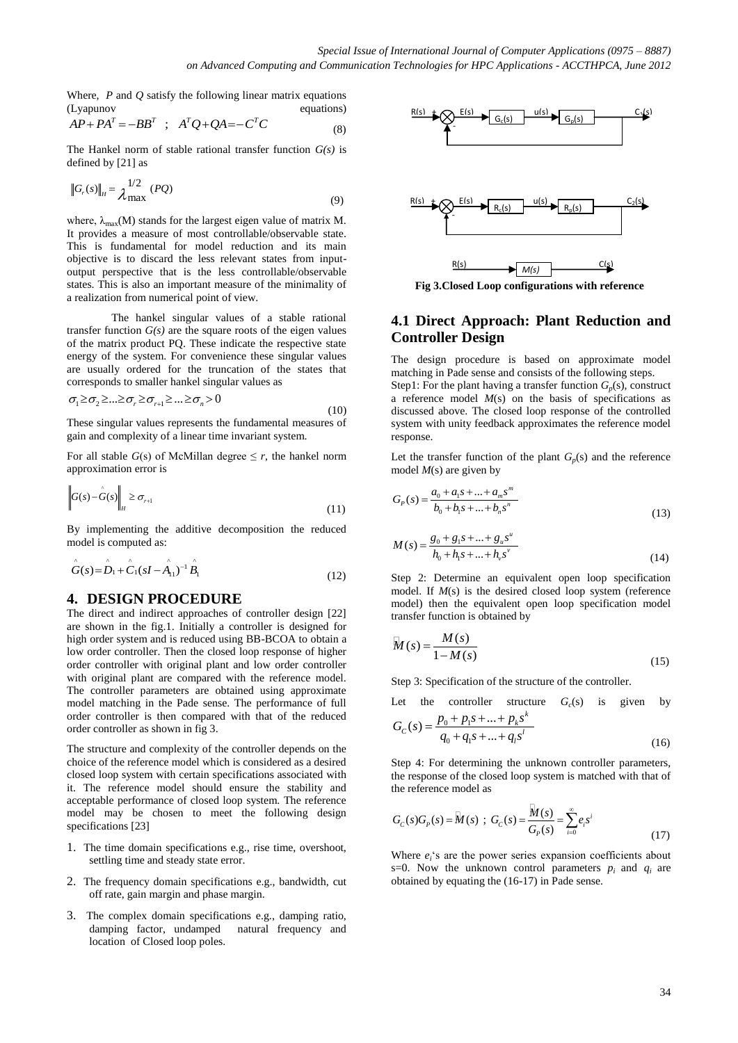Where, $P$ and $Q$ satisfy the following linear matrix equations (Lyapunov equations)

$$AP + PA^T = -BB^T \quad ; \quad A^T Q + QA = -C^T C \tag{8}$$

The Hankel norm of stable rational transfer function $G(s)$ is defined by [21] as

$$\left\| G_r(s) \right\|_H = \lambda_{\max}^{1/2}(PQ) \tag{9}$$

where, $\lambda_{\max}(M)$ stands for the largest eigen value of matrix M. It provides a measure of most controllable/observable state. This is fundamental for model reduction and its main objective is to discard the less relevant states from input-output perspective that is the less controllable/observable states. This is also an important measure of the minimality of a realization from numerical point of view.

The hankel singular values of a stable rational transfer function $G(s)$ are the square roots of the eigen values of the matrix product PQ. These indicate the respective state energy of the system. For convenience these singular values are usually ordered for the truncation of the states that corresponds to smaller hankel singular values as

$$\sigma_1 \geq \sigma_2 \geq \ldots \geq \sigma_r \geq \sigma_{r+1} \geq \ldots \geq \sigma_n > 0 \tag{10}$$

These singular values represents the fundamental measures of gain and complexity of a linear time invariant system.

For all stable $G$(s) of McMillan degree $\leq r$, the hankel norm approximation error is

$$\left\| G(s) - \hat{G}(s) \right\|_H \geq \sigma_{r+1} \tag{11}$$

By implementing the additive decomposition the reduced model is computed as:

$$\hat{G}(s) = \hat{D}_1 + \hat{C}_1 (sI - \hat{A}_{11})^{-1} \hat{B}_1 \tag{12}$$

# 4. DESIGN PROCEDURE

The direct and indirect approaches of controller design [22] are shown in the fig.1. Initially a controller is designed for high order system and is reduced using BB-BCOA to obtain a low order controller. Then the closed loop response of higher order controller with original plant and low order controller with original plant are compared with the reference model. The controller parameters are obtained using approximate model matching in the Pade sense. The performance of full order controller is then compared with that of the reduced order controller as shown in fig 3.

The structure and complexity of the controller depends on the choice of the reference model which is considered as a desired closed loop system with certain specifications associated with it. The reference model should ensure the stability and acceptable performance of closed loop system. The reference model may be chosen to meet the following design specifications [23]

1. The time domain specifications e.g., rise time, overshoot, settling time and steady state error.
2. The frequency domain specifications e.g., bandwidth, cut off rate, gain margin and phase margin.
3. The complex domain specifications e.g., damping ratio, damping factor, undamped natural frequency and location of Closed loop poles.

R(s) + E(s) $G_c$(s) u(s) $G_p$(s) $C_1$(s)

R(s) + E(s) $R_c$(s) u(s) $R_p$(s) $C_2$(s)

R(s) M(s) C(s)

**Fig 3.Closed Loop configurations with reference**

## 4.1 Direct Approach: Plant Reduction and Controller Design

The design procedure is based on approximate model matching in Pade sense and consists of the following steps.

Step1: For the plant having a transfer function $G_p$(s), construct a reference model $M$(s) on the basis of specifications as discussed above. The closed loop response of the controlled system with unity feedback approximates the reference model response.

Let the transfer function of the plant $G_p$(s) and the reference model $M$(s) are given by

$$G_P(s) = \frac{a_0 + a_1 s + \ldots + a_m s^m}{b_0 + b_1 s + \ldots + b_n s^n} \tag{13}$$

$$M(s) = \frac{g_0 + g_1 s + \ldots + g_u s^u}{h_0 + h_1 s + \ldots + h_v s^v} \tag{14}$$

Step 2: Determine an equivalent open loop specification model. If $M$(s) is the desired closed loop system (reference model) then the equivalent open loop specification model transfer function is obtained by

$$\tilde{M}(s) = \frac{M(s)}{1 - M(s)} \tag{15}$$

Step 3: Specification of the structure of the controller.

Let the controller structure $G_c$(s) is given by

$$G_C(s) = \frac{p_0 + p_1 s + \ldots + p_k s^k}{q_0 + q_1 s + \ldots + q_l s^l} \tag{16}$$

Step 4: For determining the unknown controller parameters, the response of the closed loop system is matched with that of the reference model as

$$G_C(s) G_P(s) = \tilde{M}(s) \; ; \; G_C(s) = \frac{\tilde{M}(s)}{G_P(s)} = \sum_{i=0}^{\infty} e_i s^i \tag{17}$$

Where $e_i$'s are the power series expansion coefficients about s=0. Now the unknown control parameters $p_i$ and $q_i$ are obtained by equating the (16-17) in Pade sense.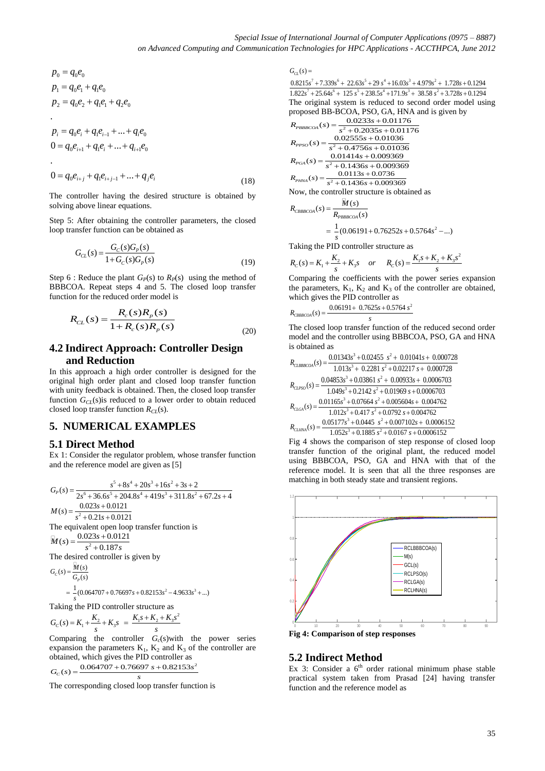$$p_0 = q_0 e_0$$
$$p_1 = q_0 e_1 + q_1 e_0$$
$$p_2 = q_0 e_2 + q_1 e_1 + q_2 e_0$$
$$.$$
$$p_i = q_0 e_i + q_1 e_{i-1} + ... + q_i e_0$$
$$0 = q_0 e_{i+1} + q_1 e_i + ... + q_{i+1} e_0$$
$$.$$
$$0 = q_0 e_{i+j} + q_1 e_{i+j-1} + ... + q_j e_i \tag{18}$$

The controller having the desired structure is obtained by solving above linear equations.

Step 5: After obtaining the controller parameters, the closed loop transfer function can be obtained as

$$G_{CL}(s) = \frac{G_C(s)G_P(s)}{1 + G_C(s)G_P(s)} \tag{19}$$

Step 6 : Reduce the plant $G_P(s)$ to $R_P(s)$ using the method of BBBCOA. Repeat steps 4 and 5. The closed loop transfer function for the reduced order model is

$$R_{CL}(s) = \frac{R_c(s)R_p(s)}{1 + R_c(s)R_p(s)} \tag{20}$$

## 4.2 Indirect Approach: Controller Design and Reduction

In this approach a high order controller is designed for the original high order plant and closed loop transfer function with unity feedback is obtained. Then, the closed loop transfer function $G_{CL}(s)$is reduced to a lower order to obtain reduced closed loop transfer function $R_{CL}(s)$.

# 5. NUMERICAL EXAMPLES

## 5.1 Direct Method

Ex 1: Consider the regulator problem, whose transfer function and the reference model are given as [5]

$$G_P(s) = \frac{s^5 + 8s^4 + 20s^3 + 16s^2 + 3s + 2}{2s^6 + 36.6s^5 + 204.8s^4 + 419s^3 + 311.8s^2 + 67.2s + 4}$$

$$M(s) = \frac{0.023s + 0.0121}{s^2 + 0.21s + 0.0121}$$

The equivalent open loop transfer function is

$$\tilde{M}(s) = \frac{0.023s + 0.0121}{s^2 + 0.187s}$$

The desired controller is given by

$$G_C(s) = \frac{\tilde{M}(s)}{G_P(s)}$$
$$= \frac{1}{s}(0.064707 + 0.76697s + 0.82153s^2 - 4.9633s^3 + ...)$$

Taking the PID controller structure as

$$G_C(s) = K_1 + \frac{K_2}{s} + K_3 s = \frac{K_1 s + K_2 + K_3 s^2}{s}$$

Comparing the controller $G_c(s)$with the power series expansion the parameters $K_1$, $K_2$ and $K_3$ of the controller are obtained, which gives the PID controller as

$$G_C(s) = \frac{0.064707 + 0.76697\,s + 0.82153s^2}{s}$$

The corresponding closed loop transfer function is

$$G_{CL}(s) =$$
$$\frac{0.8215s^7 + 7.339s^6 + 22.63s^5 + 29\,s^4 + 16.03s^3 + 4.979s^2 + 1.728s + 0.1294}{1.822s^7 + 25.64s^6 + 125\,s^5 + 238.5s^4 + 171.9s^3 + 38.58\,s^2 + 3.728s + 0.1294}$$

The original system is reduced to second order model using proposed BB-BCOA, PSO, GA, HNA and is given by

$$R_{PBBBCOA}(s) = \frac{0.0233s + 0.01176}{s^2 + 0.2035s + 0.01176}$$

$$R_{PPSO}(s) = \frac{0.02555s + 0.01036}{s^2 + 0.4756s + 0.01036}$$

$$R_{PGA}(s) = \frac{0.01414s + 0.009369}{s^2 + 0.1436s + 0.009369}$$

$$R_{PHNA}(s) = \frac{0.0113s + 0.0736}{s^2 + 0.1436s + 0.009369}$$

Now, the controller structure is obtained as

$$R_{CBBBCOA}(s) = \frac{\tilde{M}(s)}{R_{PBBBCOA}(s)}$$
$$= \frac{1}{s}(0.06191 + 0.76252s + 0.5764s^2 - ...)$$

Taking the PID controller structure as

$$R_C(s) = K_1 + \frac{K_2}{s} + K_3 s \quad or \quad R_C(s) = \frac{K_1 s + K_2 + K_3 s^2}{s}$$

Comparing the coefficients with the power series expansion the parameters, $K_1$, $K_2$ and $K_3$ of the controller are obtained, which gives the PID controller as

$$R_{CBBBCOA}(s) = \frac{0.06191 + 0.7625s + 0.5764\,s^2}{s}$$

The closed loop transfer function of the reduced second order model and the controller using BBBCOA, PSO, GA and HNA is obtained as

$$R_{CLBBBCOA}(s) = \frac{0.01343s^3 + 0.02455\,s^2 + 0.01041s + 0.000728}{1.013s^3 + 0.2281\,s^2 + 0.02217\,s + 0.000728}$$

$$R_{CLPSO}(s) = \frac{0.04853s^3 + 0.03861\,s^2 + 0.00933s + 0.0006703}{1.049s^3 + 0.2142\,s^2 + 0.01969\,s + 0.0006703}$$

$$R_{CLGA}(s) = \frac{0.01165s^3 + 0.07664\,s^2 + 0.005604s + 0.004762}{1.012s^3 + 0.417\,s^2 + 0.0792\,s + 0.004762}$$

$$R_{CLHNA}(s) = \frac{0.05177s^3 + 0.0445\,s^2 + 0.007102s + 0.0006152}{1.052s^3 + 0.1885\,s^2 + 0.0167\,s + 0.0006152}$$

Fig 4 shows the comparison of step response of closed loop transfer function of the original plant, the reduced model using BBBCOA, PSO, GA and HNA with that of the reference model. It is seen that all the three responses are matching in both steady state and transient regions.

**Fig 4: Comparison of step responses**

## 5.2 Indirect Method

Ex 3: Consider a 6[th] order rational minimum phase stable practical system taken from Prasad [24] having transfer function and the reference model as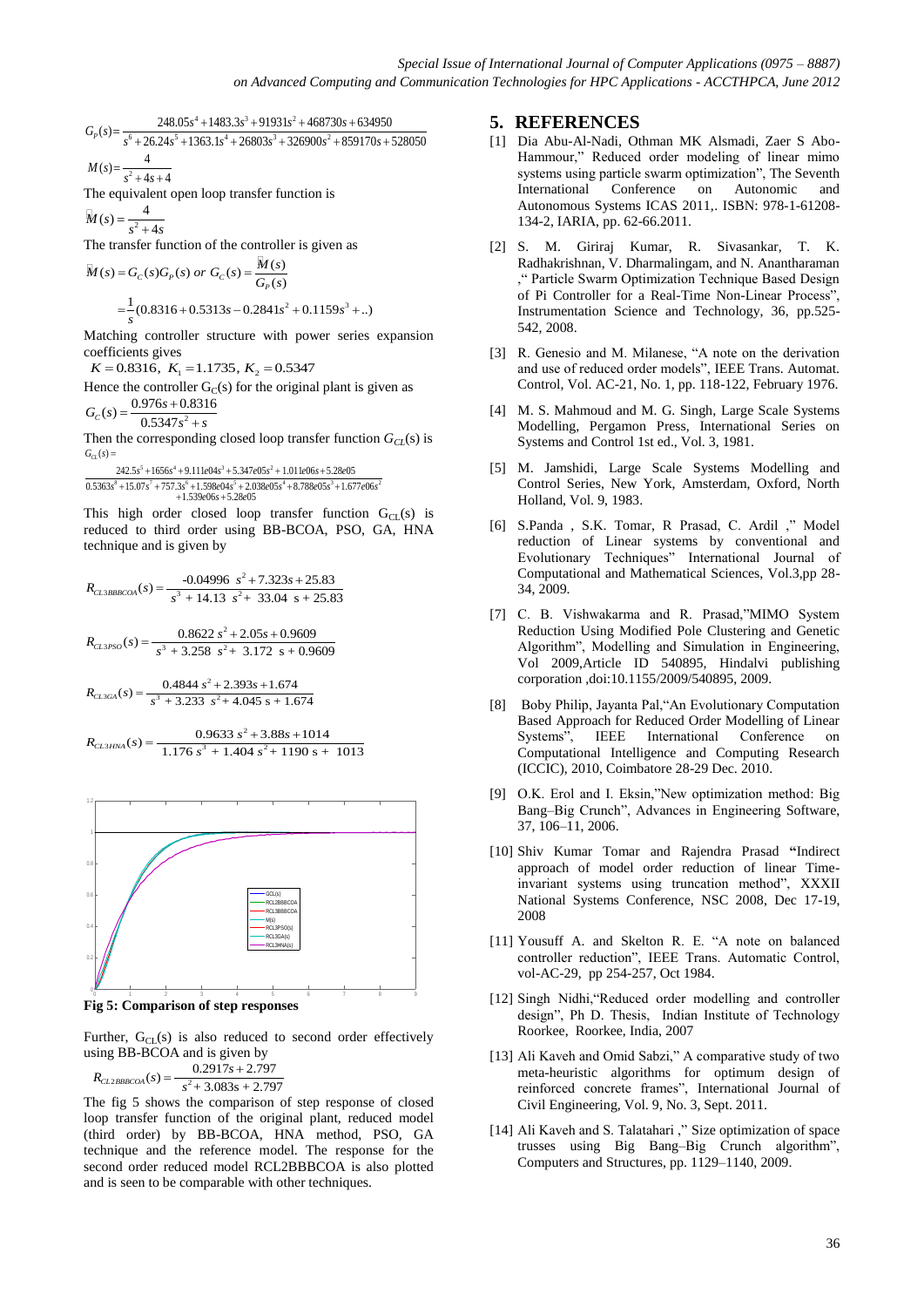$$G_P(s)=\frac{248.05s^4+1483.3s^3+91931s^2+468730s+634950}{s^6+26.24s^5+1363.1s^4+26803s^3+326900s^2+859170s+528050}$$

$$M(s)=\frac{4}{s^2+4s+4}$$

The equivalent open loop transfer function is

$$\tilde{M}(s)=\frac{4}{s^2+4s}$$

The transfer function of the controller is given as

$$\tilde{M}(s)=G_C(s)G_P(s) \text{ or } G_C(s)=\frac{\tilde{M}(s)}{G_P(s)}$$

$$=\frac{1}{s}(0.8316+0.5313s-0.2841s^2+0.1159s^3+..)$$

Matching controller structure with power series expansion coefficients gives

$K=0.8316,\ K_1=1.1735,\ K_2=0.5347$

Hence the controller $G_C(s)$ for the original plant is given as

$$G_C(s)=\frac{0.976s+0.8316}{0.5347s^2+s}$$

Then the corresponding closed loop transfer function $G_{CL}(s)$ is

$$G_{CL}(s)=\frac{242.5s^5+1656s^4+9.111e04s^3+5.347e05s^2+1.011e06s+5.28e05}{0.5363s^8+15.07s^7+757.3s^6+1.598e04s^5+2.038e05s^4+8.788e05s^3+1.677e06s^2+1.539e06s+5.28e05}$$

This high order closed loop transfer function $G_{CL}(s)$ is reduced to third order using BB-BCOA, PSO, GA, HNA technique and is given by

$$R_{CL3BBBCOA}(s)=\frac{-0.04996\ s^2+7.323s+25.83}{s^3+14.13\ s^2+33.04\ s+25.83}$$

$$R_{CL3PSO}(s)=\frac{0.8622\ s^2+2.05s+0.9609}{s^3+3.258\ s^2+3.172\ s+0.9609}$$

$$R_{CL3GA}(s)=\frac{0.4844\ s^2+2.393s+1.674}{s^3+3.233\ s^2+4.045\ s+1.674}$$

$$R_{CL3HNA}(s)=\frac{0.9633\ s^2+3.88s+1014}{1.176\ s^3+1.404\ s^2+1190\ s+1013}$$

1.2
1
0.8
0.6
0.4
0.2
0
0 1 2 3 4 5 6 7 8 9
GCL(s)
RCL2BBBCOA
RCL3BBBCOA
M(s)
RCL3PSO(s)
RCL3GA(s)
RCL3HNA(s)

**Fig 5: Comparison of step responses**

Further, $G_{CL}(s)$ is also reduced to second order effectively using BB-BCOA and is given by

$$R_{CL2BBBCOA}(s)=\frac{0.2917s+2.797}{s^2+3.083s+2.797}$$

The fig 5 shows the comparison of step response of closed loop transfer function of the original plant, reduced model (third order) by BB-BCOA, HNA method, PSO, GA technique and the reference model. The response for the second order reduced model RCL2BBBCOA is also plotted and is seen to be comparable with other techniques.

## 5. REFERENCES

[1] Dia Abu-Al-Nadi, Othman MK Alsmadi, Zaer S Abo-Hammour," Reduced order modeling of linear mimo systems using particle swarm optimization", The Seventh International Conference on Autonomic and Autonomous Systems ICAS 2011,. ISBN: 978-1-61208-134-2, IARIA, pp. 62-66.2011.

[2] S. M. Giriraj Kumar, R. Sivasankar, T. K. Radhakrishnan, V. Dharmalingam, and N. Anantharaman ," Particle Swarm Optimization Technique Based Design of Pi Controller for a Real-Time Non-Linear Process", Instrumentation Science and Technology, 36, pp.525-542, 2008.

[3] R. Genesio and M. Milanese, "A note on the derivation and use of reduced order models", IEEE Trans. Automat. Control, Vol. AC-21, No. 1, pp. 118-122, February 1976.

[4] M. S. Mahmoud and M. G. Singh, Large Scale Systems Modelling, Pergamon Press, International Series on Systems and Control 1st ed., Vol. 3, 1981.

[5] M. Jamshidi, Large Scale Systems Modelling and Control Series, New York, Amsterdam, Oxford, North Holland, Vol. 9, 1983.

[6] S.Panda , S.K. Tomar, R Prasad, C. Ardil ," Model reduction of Linear systems by conventional and Evolutionary Techniques" International Journal of Computational and Mathematical Sciences, Vol.3,pp 28-34, 2009.

[7] C. B. Vishwakarma and R. Prasad,"MIMO System Reduction Using Modified Pole Clustering and Genetic Algorithm", Modelling and Simulation in Engineering, Vol 2009,Article ID 540895, Hindalvi publishing corporation ,doi:10.1155/2009/540895, 2009.

[8] Boby Philip, Jayanta Pal,"An Evolutionary Computation Based Approach for Reduced Order Modelling of Linear Systems", IEEE International Conference on Computational Intelligence and Computing Research (ICCIC), 2010, Coimbatore 28-29 Dec. 2010.

[9] O.K. Erol and I. Eksin,"New optimization method: Big Bang–Big Crunch", Advances in Engineering Software, 37, 106–11, 2006.

[10] Shiv Kumar Tomar and Rajendra Prasad **"**Indirect approach of model order reduction of linear Time-invariant systems using truncation method", XXXII National Systems Conference, NSC 2008, Dec 17-19, 2008

[11] Yousuff A. and Skelton R. E. "A note on balanced controller reduction", IEEE Trans. Automatic Control, vol-AC-29, pp 254-257, Oct 1984.

[12] Singh Nidhi,"Reduced order modelling and controller design", Ph D. Thesis, Indian Institute of Technology Roorkee, Roorkee, India, 2007

[13] Ali Kaveh and Omid Sabzi," A comparative study of two meta-heuristic algorithms for optimum design of reinforced concrete frames", International Journal of Civil Engineering, Vol. 9, No. 3, Sept. 2011.

[14] Ali Kaveh and S. Talatahari ," Size optimization of space trusses using Big Bang–Big Crunch algorithm", Computers and Structures, pp. 1129–1140, 2009.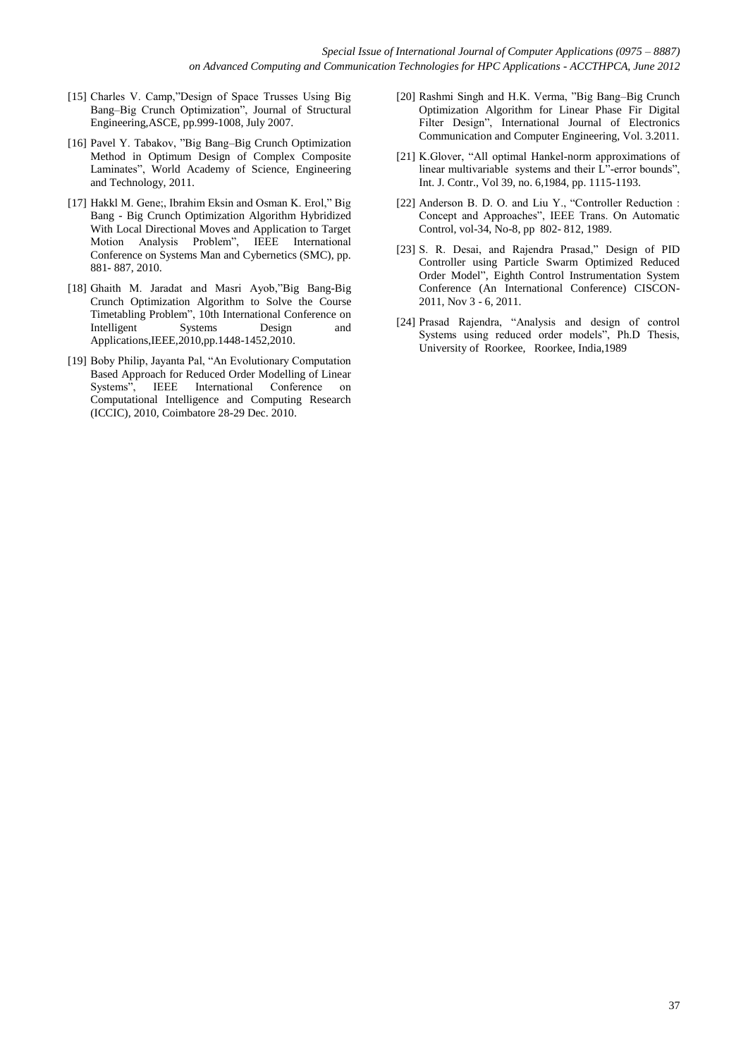[15] Charles V. Camp,"Design of Space Trusses Using Big Bang–Big Crunch Optimization", Journal of Structural Engineering,ASCE, pp.999-1008, July 2007.

[16] Pavel Y. Tabakov, "Big Bang–Big Crunch Optimization Method in Optimum Design of Complex Composite Laminates", World Academy of Science, Engineering and Technology, 2011.

[17] Hakkl M. Gene;, Ibrahim Eksin and Osman K. Erol," Big Bang - Big Crunch Optimization Algorithm Hybridized With Local Directional Moves and Application to Target Motion Analysis Problem", IEEE International Conference on Systems Man and Cybernetics (SMC), pp. 881- 887, 2010.

[18] Ghaith M. Jaradat and Masri Ayob,"Big Bang-Big Crunch Optimization Algorithm to Solve the Course Timetabling Problem", 10th International Conference on Intelligent Systems Design and Applications,IEEE,2010,pp.1448-1452,2010.

[19] Boby Philip, Jayanta Pal, "An Evolutionary Computation Based Approach for Reduced Order Modelling of Linear Systems", IEEE International Conference on Computational Intelligence and Computing Research (ICCIC), 2010, Coimbatore 28-29 Dec. 2010.

[20] Rashmi Singh and H.K. Verma, "Big Bang–Big Crunch Optimization Algorithm for Linear Phase Fir Digital Filter Design", International Journal of Electronics Communication and Computer Engineering, Vol. 3.2011.

[21] K.Glover, "All optimal Hankel-norm approximations of linear multivariable systems and their L"-error bounds", Int. J. Contr., Vol 39, no. 6,1984, pp. 1115-1193.

[22] Anderson B. D. O. and Liu Y., "Controller Reduction : Concept and Approaches", IEEE Trans. On Automatic Control, vol-34, No-8, pp 802- 812, 1989.

[23] S. R. Desai, and Rajendra Prasad," Design of PID Controller using Particle Swarm Optimized Reduced Order Model", Eighth Control Instrumentation System Conference (An International Conference) CISCON-2011, Nov 3 - 6, 2011.

[24] Prasad Rajendra, "Analysis and design of control Systems using reduced order models", Ph.D Thesis, University of Roorkee, Roorkee, India,1989